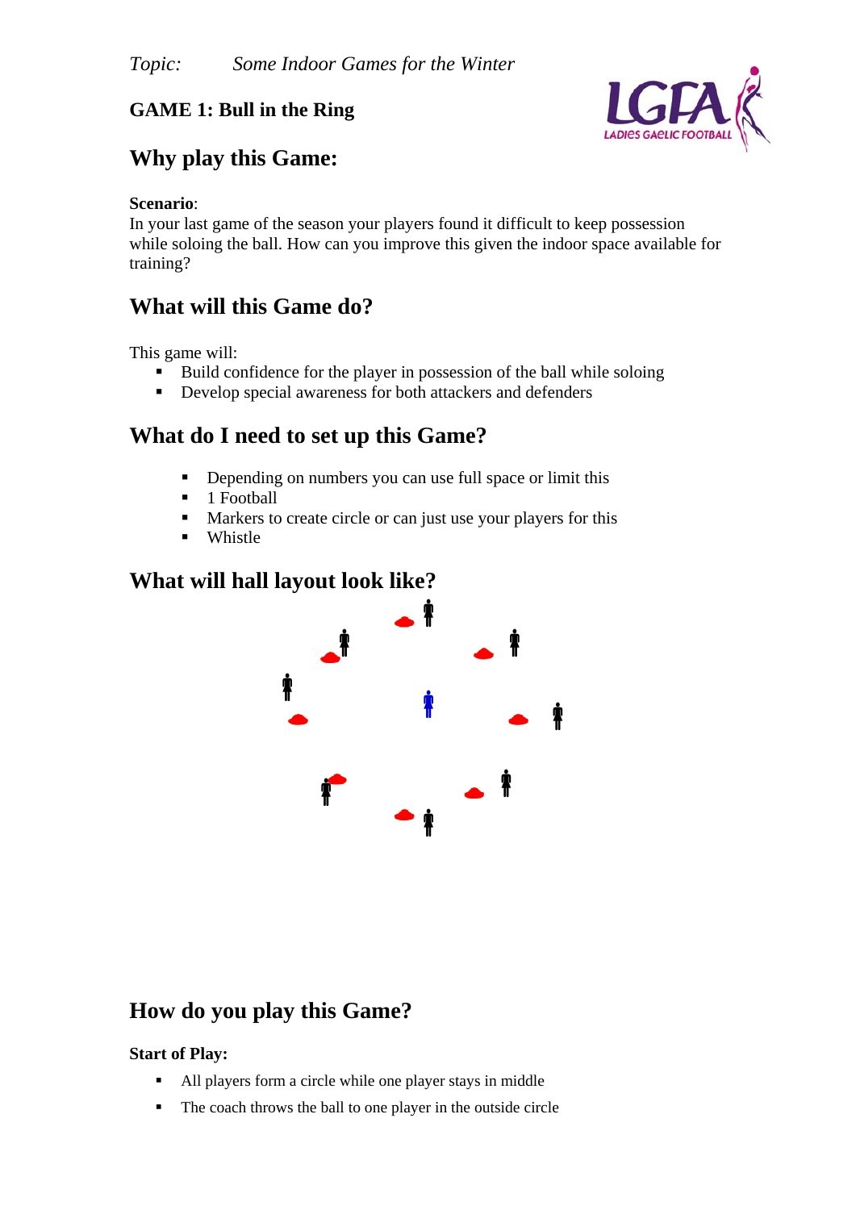*Topic: Some Indoor Games for the Winter*

## GAME 1: Bull in the Ring

## Why play this Game:

**Scenario**:
In your last game of the season your players found it difficult to keep possession while soloing the ball. How can you improve this given the indoor space available for training?

## What will this Game do?

This game will:

- Build confidence for the player in possession of the ball while soloing
- Develop special awareness for both attackers and defenders

## What do I need to set up this Game?

- Depending on numbers you can use full space or limit this
- 1 Football
- Markers to create circle or can just use your players for this
- Whistle

## What will hall layout look like?

## How do you play this Game?

**Start of Play:**

- All players form a circle while one player stays in middle
- The coach throws the ball to one player in the outside circle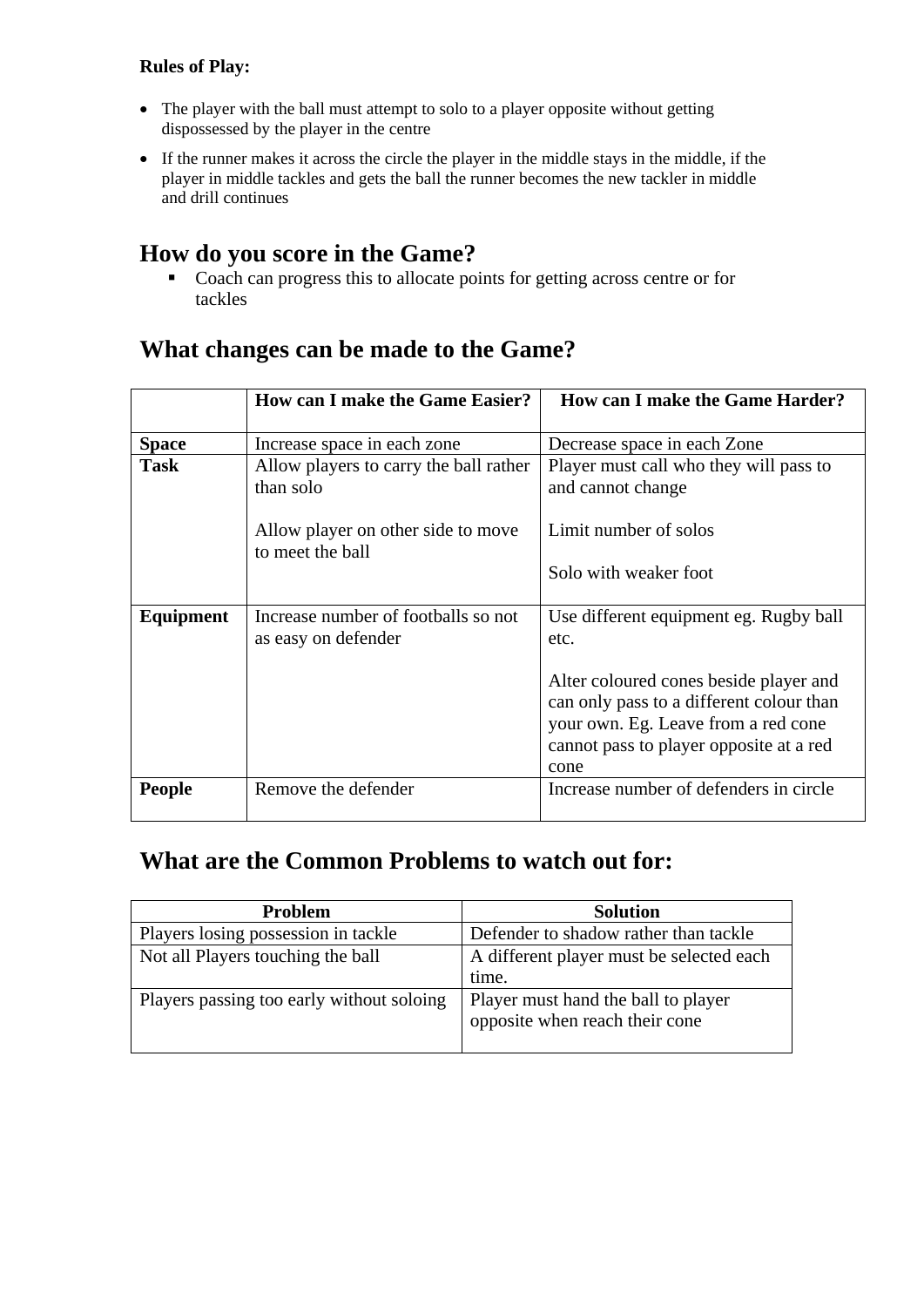**Rules of Play:**

- The player with the ball must attempt to solo to a player opposite without getting dispossessed by the player in the centre
- If the runner makes it across the circle the player in the middle stays in the middle, if the player in middle tackles and gets the ball the runner becomes the new tackler in middle and drill continues

## How do you score in the Game?

- Coach can progress this to allocate points for getting across centre or for tackles

## What changes can be made to the Game?

| | **How can I make the Game Easier?** | **How can I make the Game Harder?** |
|---|---|---|
| **Space** | Increase space in each zone | Decrease space in each Zone |
| **Task** | Allow players to carry the ball rather than solo<br><br>Allow player on other side to move to meet the ball | Player must call who they will pass to and cannot change<br><br>Limit number of solos<br><br>Solo with weaker foot |
| **Equipment** | Increase number of footballs so not as easy on defender | Use different equipment eg. Rugby ball etc.<br><br>Alter coloured cones beside player and can only pass to a different colour than your own. Eg. Leave from a red cone cannot pass to player opposite at a red cone |
| **People** | Remove the defender | Increase number of defenders in circle |

## What are the Common Problems to watch out for:

| **Problem** | **Solution** |
|---|---|
| Players losing possession in tackle | Defender to shadow rather than tackle |
| Not all Players touching the ball | A different player must be selected each time. |
| Players passing too early without soloing | Player must hand the ball to player opposite when reach their cone |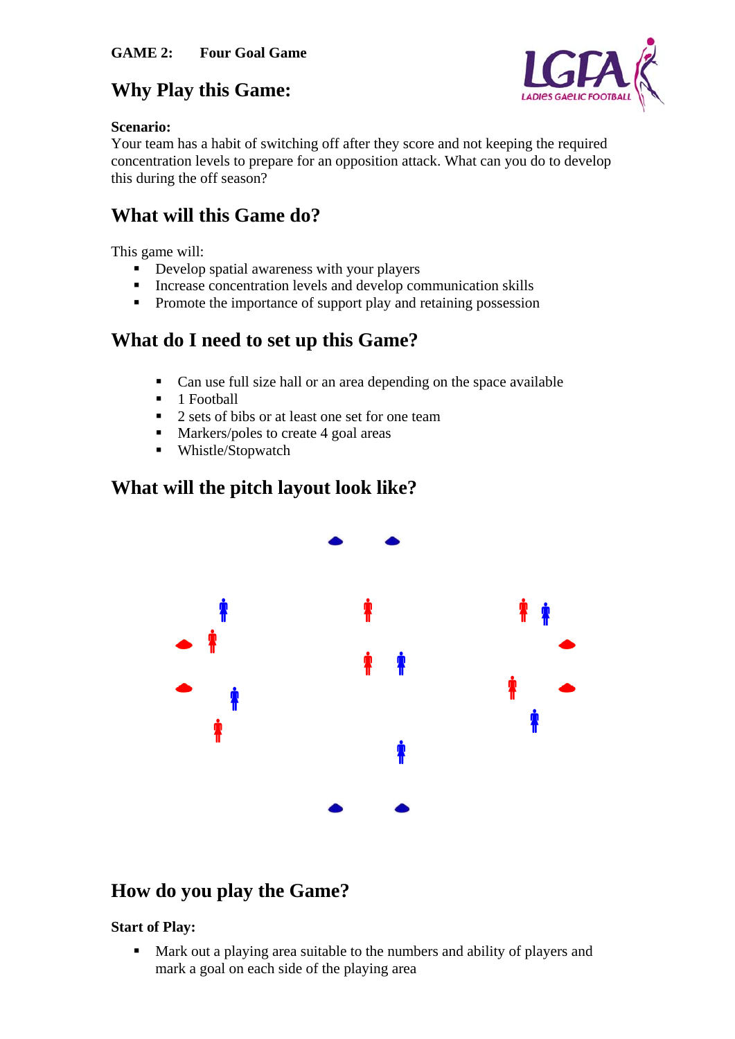GAME 2: **Four Goal Game**

## Why Play this Game:

**Scenario:**
Your team has a habit of switching off after they score and not keeping the required concentration levels to prepare for an opposition attack. What can you do to develop this during the off season?

## What will this Game do?

This game will:

- Develop spatial awareness with your players
- Increase concentration levels and develop communication skills
- Promote the importance of support play and retaining possession

## What do I need to set up this Game?

- Can use full size hall or an area depending on the space available
- 1 Football
- 2 sets of bibs or at least one set for one team
- Markers/poles to create 4 goal areas
- Whistle/Stopwatch

## What will the pitch layout look like?

## How do you play the Game?

**Start of Play:**

- Mark out a playing area suitable to the numbers and ability of players and mark a goal on each side of the playing area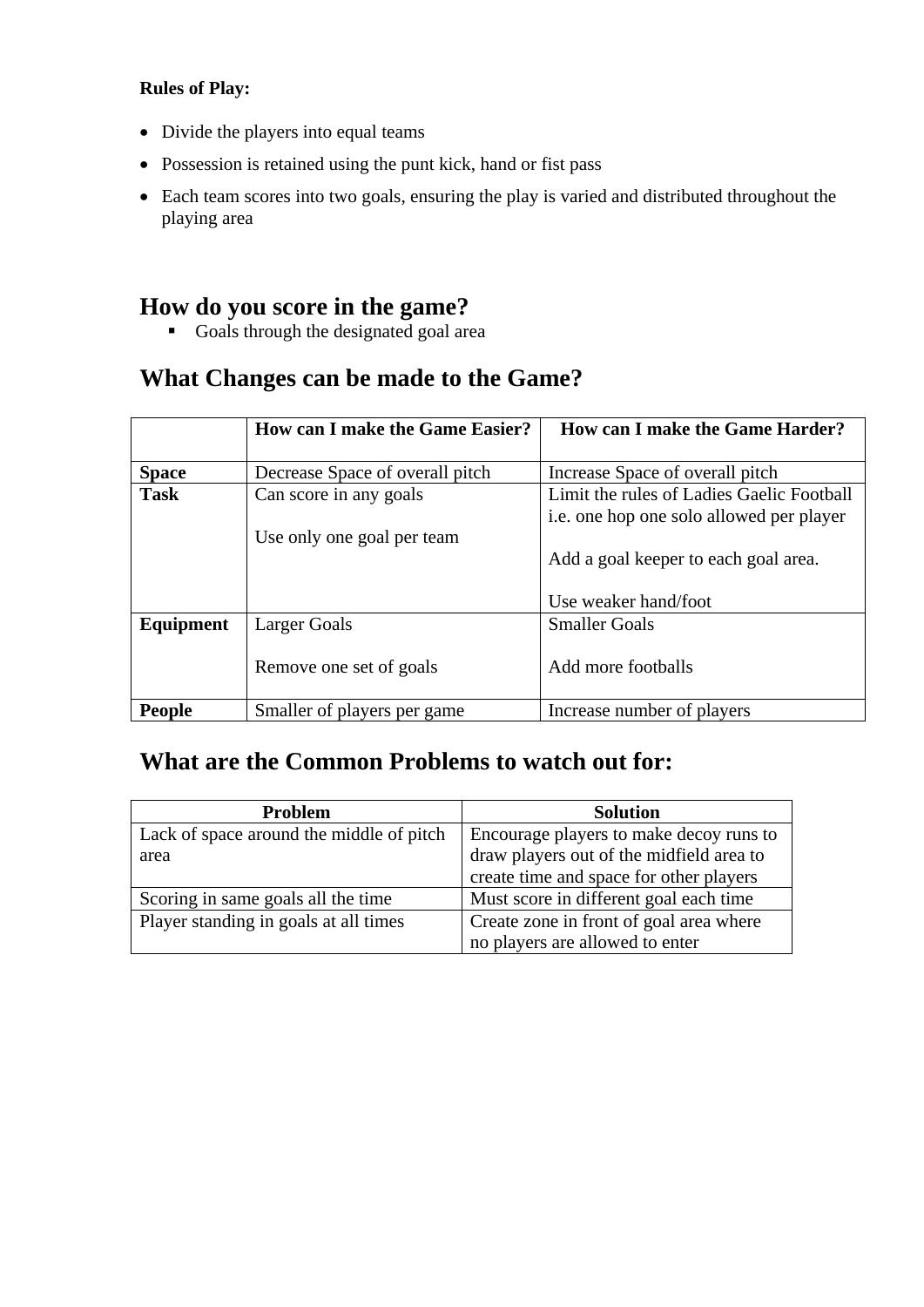**Rules of Play:**

- Divide the players into equal teams
- Possession is retained using the punt kick, hand or fist pass
- Each team scores into two goals, ensuring the play is varied and distributed throughout the playing area

## How do you score in the game?

- Goals through the designated goal area

## What Changes can be made to the Game?

| | How can I make the Game Easier? | How can I make the Game Harder? |
|---|---|---|
| **Space** | Decrease Space of overall pitch | Increase Space of overall pitch |
| **Task** | Can score in any goals<br><br>Use only one goal per team | Limit the rules of Ladies Gaelic Football i.e. one hop one solo allowed per player<br><br>Add a goal keeper to each goal area.<br><br>Use weaker hand/foot |
| **Equipment** | Larger Goals<br><br>Remove one set of goals | Smaller Goals<br><br>Add more footballs |
| **People** | Smaller of players per game | Increase number of players |

## What are the Common Problems to watch out for:

| Problem | Solution |
|---|---|
| Lack of space around the middle of pitch area | Encourage players to make decoy runs to draw players out of the midfield area to create time and space for other players |
| Scoring in same goals all the time | Must score in different goal each time |
| Player standing in goals at all times | Create zone in front of goal area where no players are allowed to enter |